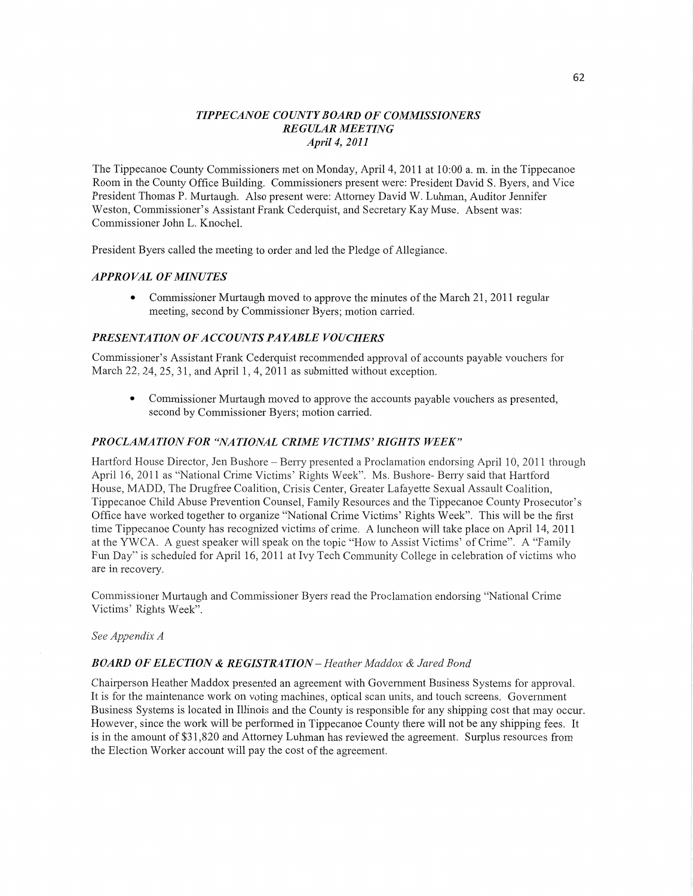# *TIPPECANOE COUNTY BOARD OF COMMISSIONERS*
## *REGULAR MEETING*
### *April 4, 2011*

The Tippecanoe County Commissioners met on Monday, April 4, 2011 at 10:00 a. m. in the Tippecanoe Room in the County Office Building. Commissioners present were: President David S. Byers, and Vice President Thomas P. Murtaugh. Also present were: Attorney David W. Luhman, Auditor Jennifer Weston, Commissioner's Assistant Frank Cederquist, and Secretary Kay Muse. Absent was: Commissioner John L. Knochel.

President Byers called the meeting to order and led the Pledge of Allegiance.

### *APPROVAL OF MINUTES*

- Commissioner Murtaugh moved to approve the minutes of the March 21, 2011 regular meeting, second by Commissioner Byers; motion carried.

### *PRESENTATION OF ACCOUNTS PAYABLE VOUCHERS*

Commissioner's Assistant Frank Cederquist recommended approval of accounts payable vouchers for March 22, 24, 25, 31, and April 1, 4, 2011 as submitted without exception.

- Commissioner Murtaugh moved to approve the accounts payable vouchers as presented, second by Commissioner Byers; motion carried.

### *PROCLAMATION FOR "NATIONAL CRIME VICTIMS' RIGHTS WEEK"*

Hartford House Director, Jen Bushore – Berry presented a Proclamation endorsing April 10, 2011 through April 16, 2011 as "National Crime Victims' Rights Week". Ms. Bushore- Berry said that Hartford House, MADD, The Drugfree Coalition, Crisis Center, Greater Lafayette Sexual Assault Coalition, Tippecanoe Child Abuse Prevention Counsel, Family Resources and the Tippecanoe County Prosecutor's Office have worked together to organize "National Crime Victims' Rights Week". This will be the first time Tippecanoe County has recognized victims of crime. A luncheon will take place on April 14, 2011 at the YWCA. A guest speaker will speak on the topic "How to Assist Victims' of Crime". A "Family Fun Day" is scheduled for April 16, 2011 at Ivy Tech Community College in celebration of victims who are in recovery.

Commissioner Murtaugh and Commissioner Byers read the Proclamation endorsing "National Crime Victims' Rights Week".

*See Appendix A*

### *BOARD OF ELECTION & REGISTRATION – Heather Maddox & Jared Bond*

Chairperson Heather Maddox presented an agreement with Government Business Systems for approval. It is for the maintenance work on voting machines, optical scan units, and touch screens. Government Business Systems is located in Illinois and the County is responsible for any shipping cost that may occur. However, since the work will be performed in Tippecanoe County there will not be any shipping fees. It is in the amount of $31,820 and Attorney Luhman has reviewed the agreement. Surplus resources from the Election Worker account will pay the cost of the agreement.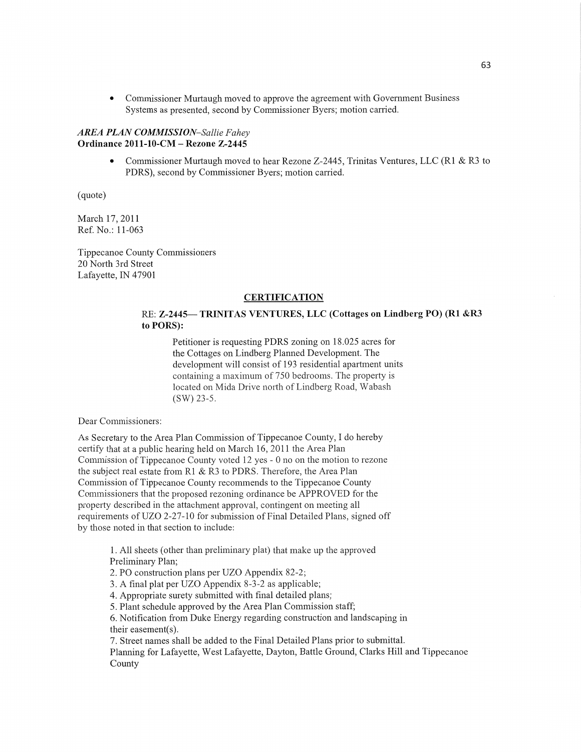- Commissioner Murtaugh moved to approve the agreement with Government Business Systems as presented, second by Commissioner Byers; motion carried.

***AREA PLAN COMMISSION–Sallie Fahey***
**Ordinance 2011-10-CM – Rezone Z-2445**

- Commissioner Murtaugh moved to hear Rezone Z-2445, Trinitas Ventures, LLC (R1 & R3 to PDRS), second by Commissioner Byers; motion carried.

(quote)

March 17, 2011
Ref. No.: 11-063

Tippecanoe County Commissioners
20 North 3rd Street
Lafayette, IN 47901

**CERTIFICATION**

**RE: Z-2445— TRINITAS VENTURES, LLC (Cottages on Lindberg PO) (R1 &R3 to PORS):**

> Petitioner is requesting PDRS zoning on 18.025 acres for the Cottages on Lindberg Planned Development. The development will consist of 193 residential apartment units containing a maximum of 750 bedrooms. The property is located on Mida Drive north of Lindberg Road, Wabash (SW) 23-5.

Dear Commissioners:

As Secretary to the Area Plan Commission of Tippecanoe County, I do hereby certify that at a public hearing held on March 16, 2011 the Area Plan Commission of Tippecanoe County voted 12 yes - 0 no on the motion to rezone the subject real estate from R1 & R3 to PDRS. Therefore, the Area Plan Commission of Tippecanoe County recommends to the Tippecanoe County Commissioners that the proposed rezoning ordinance be APPROVED for the property described in the attachment approval, contingent on meeting all requirements of UZO 2-27-10 for submission of Final Detailed Plans, signed off by those noted in that section to include:

1. All sheets (other than preliminary plat) that make up the approved Preliminary Plan;
2. PO construction plans per UZO Appendix 82-2;
3. A final plat per UZO Appendix 8-3-2 as applicable;
4. Appropriate surety submitted with final detailed plans;
5. Plant schedule approved by the Area Plan Commission staff;
6. Notification from Duke Energy regarding construction and landscaping in their easement(s).
7. Street names shall be added to the Final Detailed Plans prior to submittal.

Planning for Lafayette, West Lafayette, Dayton, Battle Ground, Clarks Hill and Tippecanoe County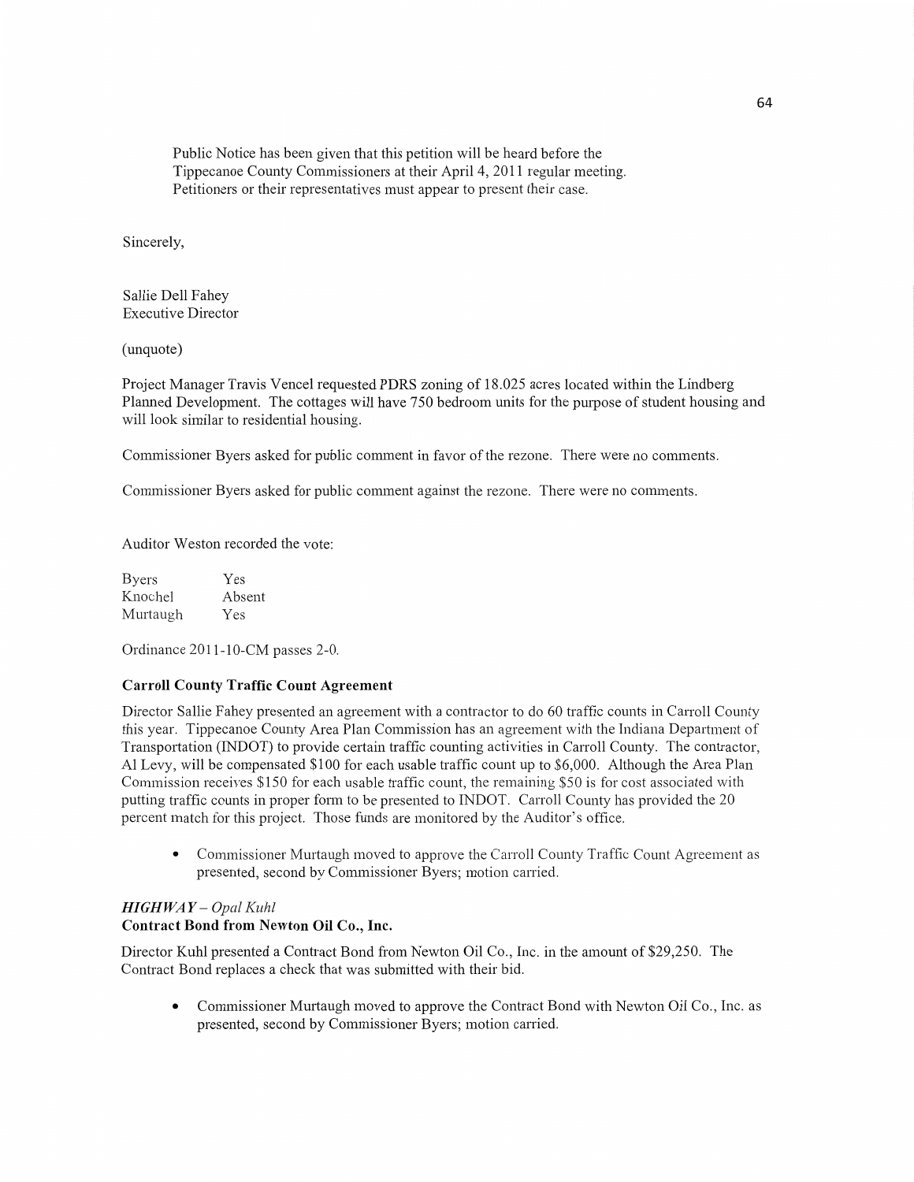Public Notice has been given that this petition will be heard before the Tippecanoe County Commissioners at their April 4, 2011 regular meeting. Petitioners or their representatives must appear to present their case.

Sincerely,

Sallie Dell Fahey
Executive Director

(unquote)

Project Manager Travis Vencel requested PDRS zoning of 18.025 acres located within the Lindberg Planned Development. The cottages will have 750 bedroom units for the purpose of student housing and will look similar to residential housing.

Commissioner Byers asked for public comment in favor of the rezone. There were no comments.

Commissioner Byers asked for public comment against the rezone. There were no comments.

Auditor Weston recorded the vote:

| | |
|---|---|
| Byers | Yes |
| Knochel | Absent |
| Murtaugh | Yes |

Ordinance 2011-10-CM passes 2-0.

**Carroll County Traffic Count Agreement**

Director Sallie Fahey presented an agreement with a contractor to do 60 traffic counts in Carroll County this year. Tippecanoe County Area Plan Commission has an agreement with the Indiana Department of Transportation (INDOT) to provide certain traffic counting activities in Carroll County. The contractor, Al Levy, will be compensated $100 for each usable traffic count up to $6,000. Although the Area Plan Commission receives $150 for each usable traffic count, the remaining $50 is for cost associated with putting traffic counts in proper form to be presented to INDOT. Carroll County has provided the 20 percent match for this project. Those funds are monitored by the Auditor's office.

- Commissioner Murtaugh moved to approve the Carroll County Traffic Count Agreement as presented, second by Commissioner Byers; motion carried.

***HIGHWAY** – Opal Kuhl*

**Contract Bond from Newton Oil Co., Inc.**

Director Kuhl presented a Contract Bond from Newton Oil Co., Inc. in the amount of $29,250. The Contract Bond replaces a check that was submitted with their bid.

- Commissioner Murtaugh moved to approve the Contract Bond with Newton Oil Co., Inc. as presented, second by Commissioner Byers; motion carried.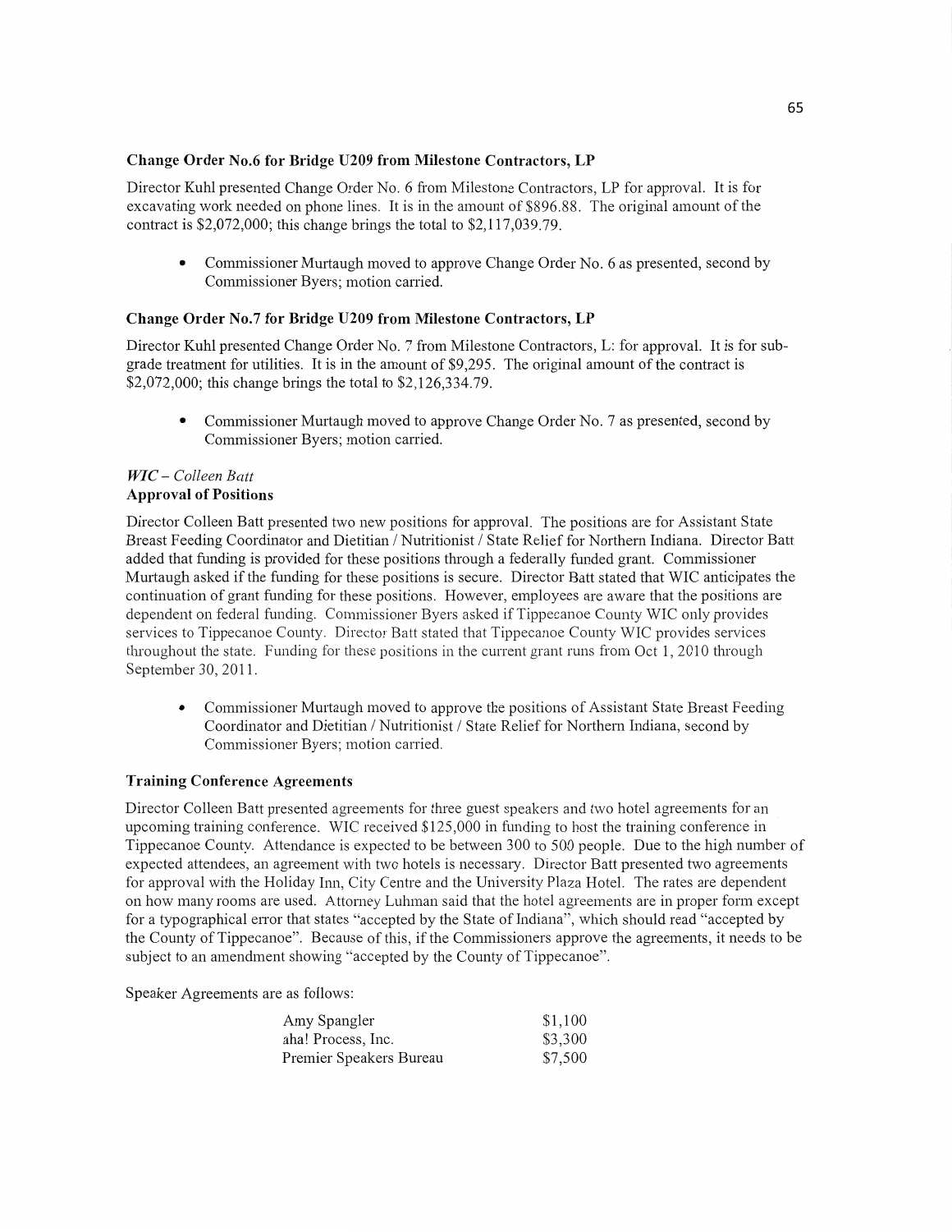### Change Order No.6 for Bridge U209 from Milestone Contractors, LP

Director Kuhl presented Change Order No. 6 from Milestone Contractors, LP for approval. It is for excavating work needed on phone lines. It is in the amount of $896.88. The original amount of the contract is $2,072,000; this change brings the total to $2,117,039.79.

- Commissioner Murtaugh moved to approve Change Order No. 6 as presented, second by Commissioner Byers; motion carried.

### Change Order No.7 for Bridge U209 from Milestone Contractors, LP

Director Kuhl presented Change Order No. 7 from Milestone Contractors, L: for approval. It is for sub-grade treatment for utilities. It is in the amount of $9,295. The original amount of the contract is $2,072,000; this change brings the total to $2,126,334.79.

- Commissioner Murtaugh moved to approve Change Order No. 7 as presented, second by Commissioner Byers; motion carried.

***WIC** – Colleen Batt*

### Approval of Positions

Director Colleen Batt presented two new positions for approval. The positions are for Assistant State Breast Feeding Coordinator and Dietitian / Nutritionist / State Relief for Northern Indiana. Director Batt added that funding is provided for these positions through a federally funded grant. Commissioner Murtaugh asked if the funding for these positions is secure. Director Batt stated that WIC anticipates the continuation of grant funding for these positions. However, employees are aware that the positions are dependent on federal funding. Commissioner Byers asked if Tippecanoe County WIC only provides services to Tippecanoe County. Director Batt stated that Tippecanoe County WIC provides services throughout the state. Funding for these positions in the current grant runs from Oct 1, 2010 through September 30, 2011.

- Commissioner Murtaugh moved to approve the positions of Assistant State Breast Feeding Coordinator and Dietitian / Nutritionist / State Relief for Northern Indiana, second by Commissioner Byers; motion carried.

### Training Conference Agreements

Director Colleen Batt presented agreements for three guest speakers and two hotel agreements for an upcoming training conference. WIC received $125,000 in funding to host the training conference in Tippecanoe County. Attendance is expected to be between 300 to 500 people. Due to the high number of expected attendees, an agreement with two hotels is necessary. Director Batt presented two agreements for approval with the Holiday Inn, City Centre and the University Plaza Hotel. The rates are dependent on how many rooms are used. Attorney Luhman said that the hotel agreements are in proper form except for a typographical error that states "accepted by the State of Indiana", which should read "accepted by the County of Tippecanoe". Because of this, if the Commissioners approve the agreements, it needs to be subject to an amendment showing "accepted by the County of Tippecanoe".

Speaker Agreements are as follows:

| | |
|---|---|
| Amy Spangler | $1,100 |
| aha! Process, Inc. | $3,300 |
| Premier Speakers Bureau | $7,500 |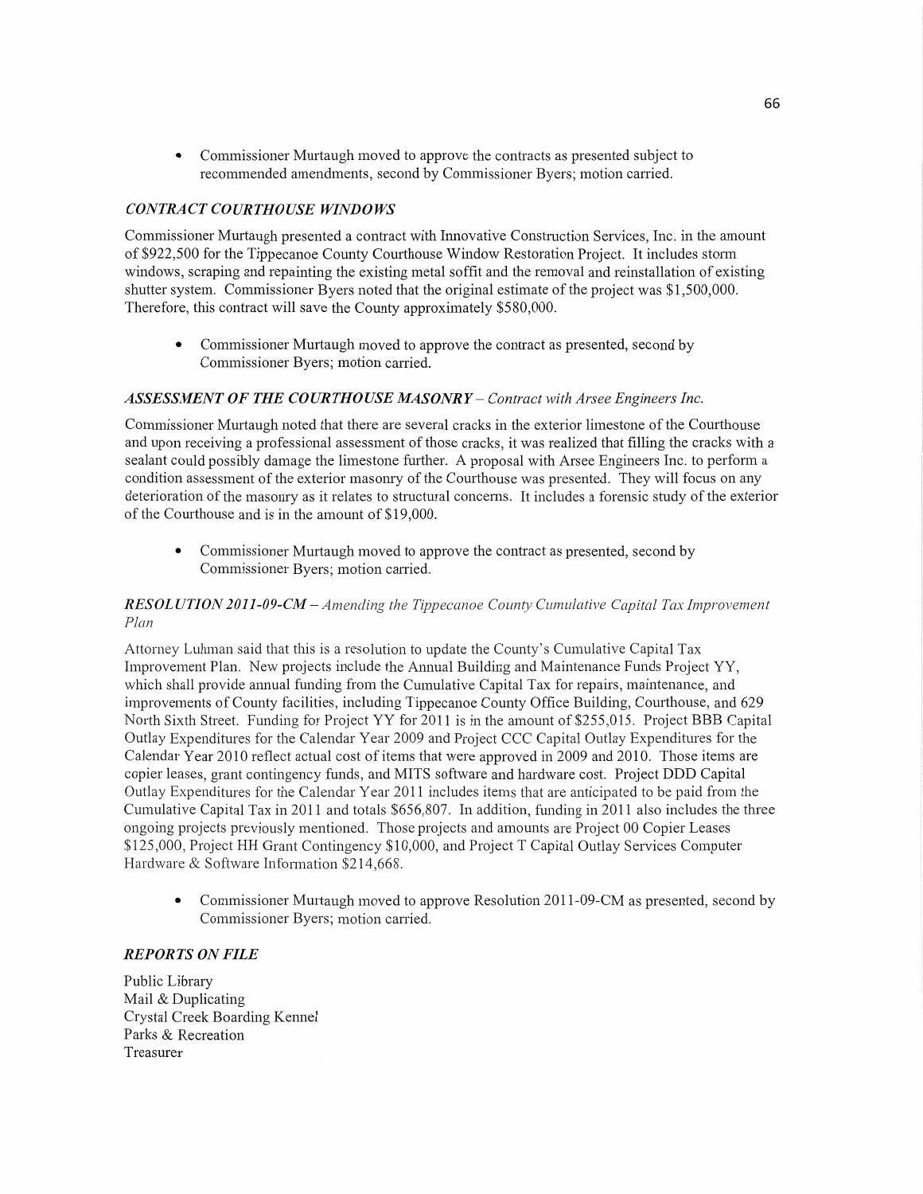- Commissioner Murtaugh moved to approve the contracts as presented subject to recommended amendments, second by Commissioner Byers; motion carried.

### *CONTRACT COURTHOUSE WINDOWS*

Commissioner Murtaugh presented a contract with Innovative Construction Services, Inc. in the amount of $922,500 for the Tippecanoe County Courthouse Window Restoration Project. It includes storm windows, scraping and repainting the existing metal soffit and the removal and reinstallation of existing shutter system. Commissioner Byers noted that the original estimate of the project was $1,500,000. Therefore, this contract will save the County approximately $580,000.

- Commissioner Murtaugh moved to approve the contract as presented, second by Commissioner Byers; motion carried.

### *ASSESSMENT OF THE COURTHOUSE MASONRY – Contract with Arsee Engineers Inc.*

Commissioner Murtaugh noted that there are several cracks in the exterior limestone of the Courthouse and upon receiving a professional assessment of those cracks, it was realized that filling the cracks with a sealant could possibly damage the limestone further. A proposal with Arsee Engineers Inc. to perform a condition assessment of the exterior masonry of the Courthouse was presented. They will focus on any deterioration of the masonry as it relates to structural concerns. It includes a forensic study of the exterior of the Courthouse and is in the amount of $19,000.

- Commissioner Murtaugh moved to approve the contract as presented, second by Commissioner Byers; motion carried.

### *RESOLUTION 2011-09-CM – Amending the Tippecanoe County Cumulative Capital Tax Improvement Plan*

Attorney Luhman said that this is a resolution to update the County's Cumulative Capital Tax Improvement Plan. New projects include the Annual Building and Maintenance Funds Project YY, which shall provide annual funding from the Cumulative Capital Tax for repairs, maintenance, and improvements of County facilities, including Tippecanoe County Office Building, Courthouse, and 629 North Sixth Street. Funding for Project YY for 2011 is in the amount of $255,015. Project BBB Capital Outlay Expenditures for the Calendar Year 2009 and Project CCC Capital Outlay Expenditures for the Calendar Year 2010 reflect actual cost of items that were approved in 2009 and 2010. Those items are copier leases, grant contingency funds, and MITS software and hardware cost. Project DDD Capital Outlay Expenditures for the Calendar Year 2011 includes items that are anticipated to be paid from the Cumulative Capital Tax in 2011 and totals $656,807. In addition, funding in 2011 also includes the three ongoing projects previously mentioned. Those projects and amounts are Project 00 Copier Leases $125,000, Project HH Grant Contingency $10,000, and Project T Capital Outlay Services Computer Hardware & Software Information $214,668.

- Commissioner Murtaugh moved to approve Resolution 2011-09-CM as presented, second by Commissioner Byers; motion carried.

### *REPORTS ON FILE*

Public Library
Mail & Duplicating
Crystal Creek Boarding Kennel
Parks & Recreation
Treasurer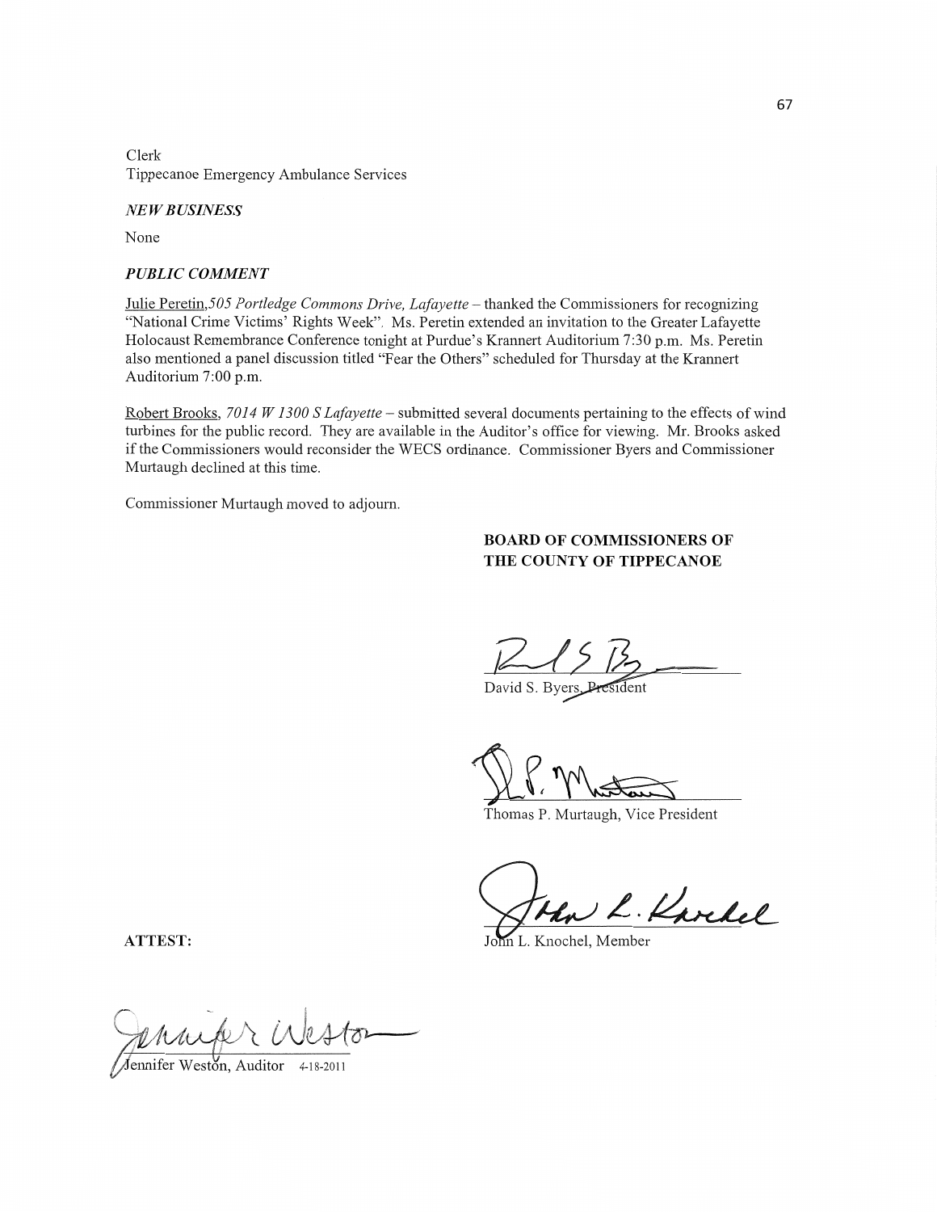Clerk
Tippecanoe Emergency Ambulance Services

### *NEW BUSINESS*

None

### *PUBLIC COMMENT*

Julie Peretin,*505 Portledge Commons Drive, Lafayette* – thanked the Commissioners for recognizing "National Crime Victims' Rights Week". Ms. Peretin extended an invitation to the Greater Lafayette Holocaust Remembrance Conference tonight at Purdue's Krannert Auditorium 7:30 p.m. Ms. Peretin also mentioned a panel discussion titled "Fear the Others" scheduled for Thursday at the Krannert Auditorium 7:00 p.m.

Robert Brooks, *7014 W 1300 S Lafayette* – submitted several documents pertaining to the effects of wind turbines for the public record. They are available in the Auditor's office for viewing. Mr. Brooks asked if the Commissioners would reconsider the WECS ordinance. Commissioner Byers and Commissioner Murtaugh declined at this time.

Commissioner Murtaugh moved to adjourn.

**BOARD OF COMMISSIONERS OF THE COUNTY OF TIPPECANOE**

David S. Byers, President

Thomas P. Murtaugh, Vice President

John L. Knochel, Member

**ATTEST:**

Jennifer Weston, Auditor 4-18-2011